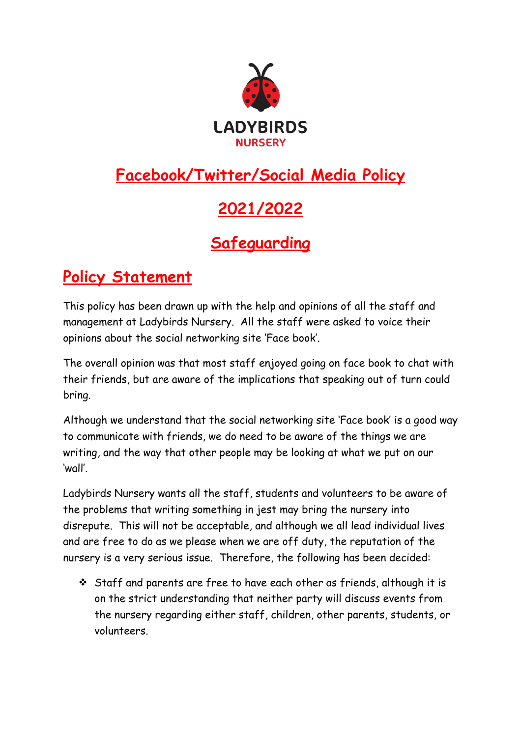LADYBIRDS
NURSERY

# Facebook/Twitter/Social Media Policy

# 2021/2022

# Safeguarding

## Policy Statement

This policy has been drawn up with the help and opinions of all the staff and management at Ladybirds Nursery. All the staff were asked to voice their opinions about the social networking site 'Face book'.

The overall opinion was that most staff enjoyed going on face book to chat with their friends, but are aware of the implications that speaking out of turn could bring.

Although we understand that the social networking site 'Face book' is a good way to communicate with friends, we do need to be aware of the things we are writing, and the way that other people may be looking at what we put on our 'wall'.

Ladybirds Nursery wants all the staff, students and volunteers to be aware of the problems that writing something in jest may bring the nursery into disrepute. This will not be acceptable, and although we all lead individual lives and are free to do as we please when we are off duty, the reputation of the nursery is a very serious issue. Therefore, the following has been decided:

- Staff and parents are free to have each other as friends, although it is on the strict understanding that neither party will discuss events from the nursery regarding either staff, children, other parents, students, or volunteers.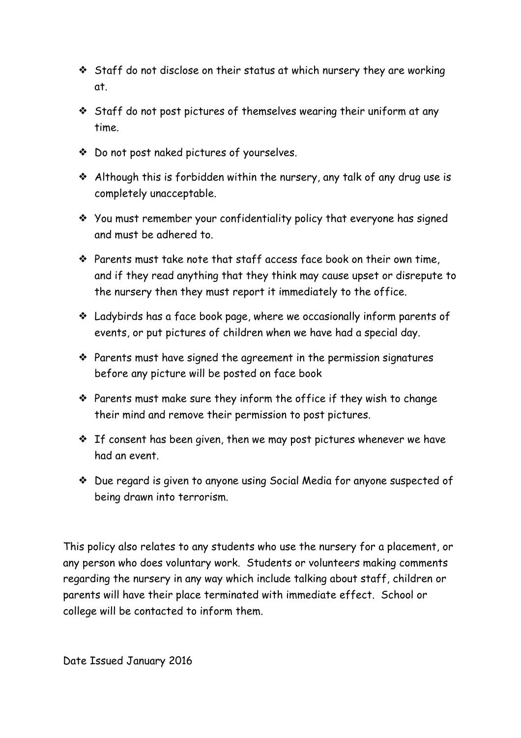- Staff do not disclose on their status at which nursery they are working at.
- Staff do not post pictures of themselves wearing their uniform at any time.
- Do not post naked pictures of yourselves.
- Although this is forbidden within the nursery, any talk of any drug use is completely unacceptable.
- You must remember your confidentiality policy that everyone has signed and must be adhered to.
- Parents must take note that staff access face book on their own time, and if they read anything that they think may cause upset or disrepute to the nursery then they must report it immediately to the office.
- Ladybirds has a face book page, where we occasionally inform parents of events, or put pictures of children when we have had a special day.
- Parents must have signed the agreement in the permission signatures before any picture will be posted on face book
- Parents must make sure they inform the office if they wish to change their mind and remove their permission to post pictures.
- If consent has been given, then we may post pictures whenever we have had an event.
- Due regard is given to anyone using Social Media for anyone suspected of being drawn into terrorism.

This policy also relates to any students who use the nursery for a placement, or any person who does voluntary work. Students or volunteers making comments regarding the nursery in any way which include talking about staff, children or parents will have their place terminated with immediate effect. School or college will be contacted to inform them.

Date Issued January 2016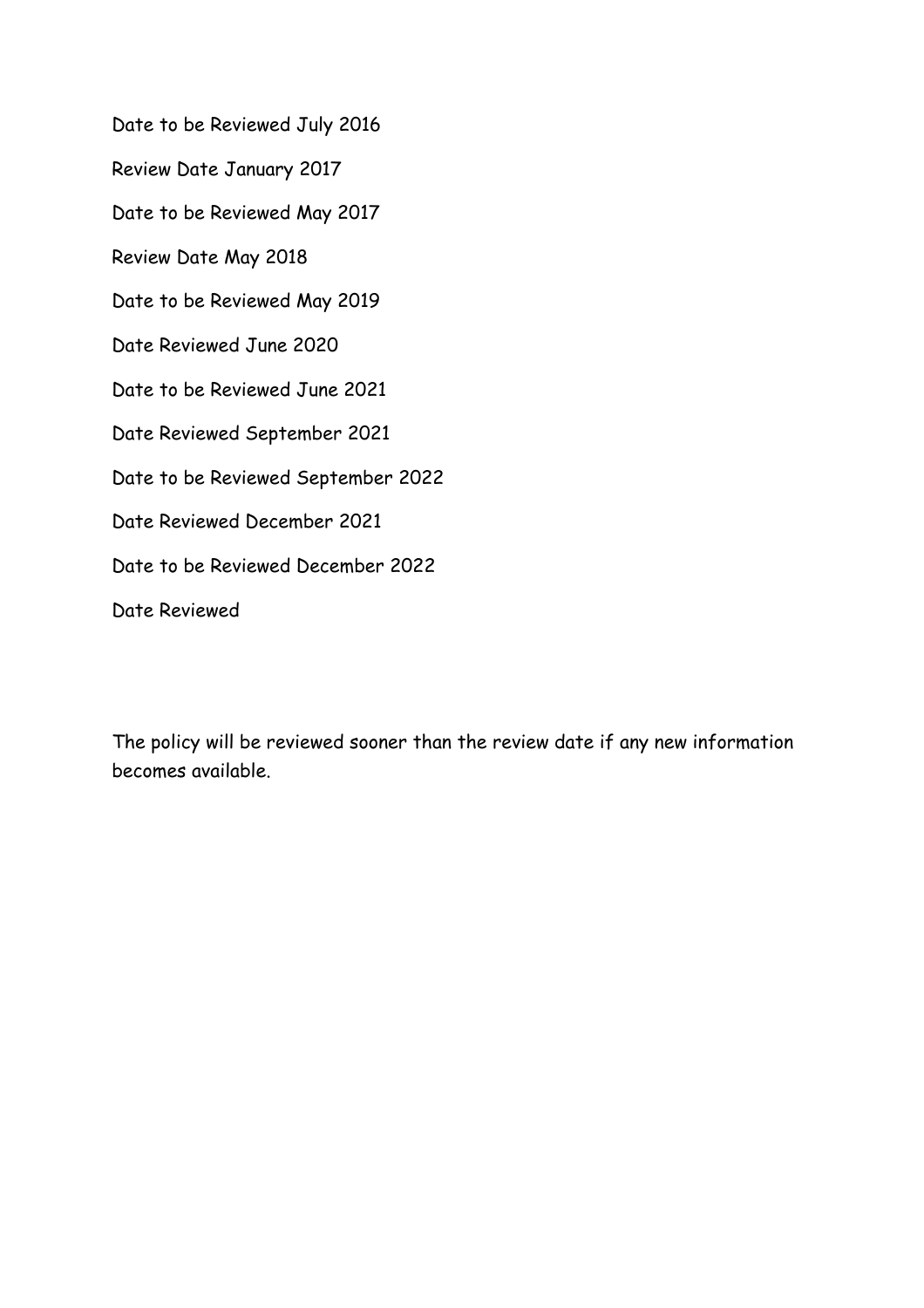Date to be Reviewed July 2016

Review Date January 2017

Date to be Reviewed May 2017

Review Date May 2018

Date to be Reviewed May 2019

Date Reviewed June 2020

Date to be Reviewed June 2021

Date Reviewed September 2021

Date to be Reviewed September 2022

Date Reviewed December 2021

Date to be Reviewed December 2022

Date Reviewed

The policy will be reviewed sooner than the review date if any new information becomes available.